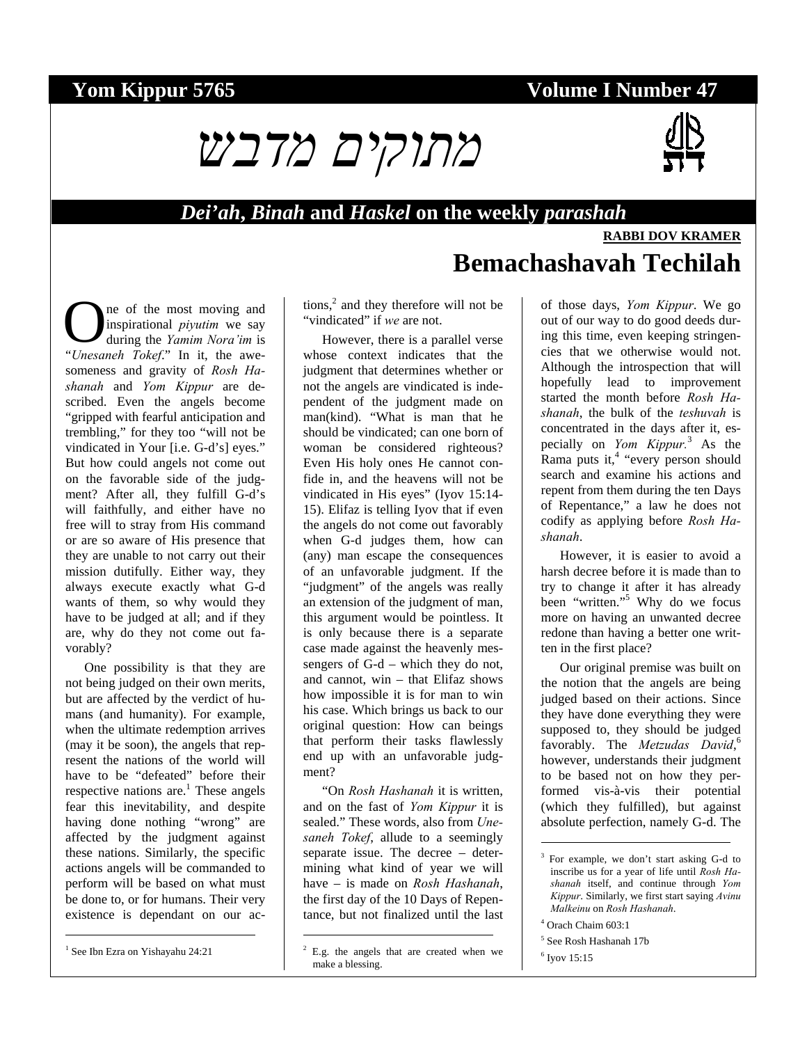Yom Kippur 5765 Volume I Number 47

# מתוקים מדבש

## *Dei'ah*, *Binah* and *Haskel* on the weekly *parashah*

RABBI DOV KRAMER

# Bemachashavah Techilah

One of the most moving and inspirational *piyutim* we say during the *Yamim Nora'im* is "*Unesaneh Tokef*." In it, the awesomeness and gravity of *Rosh Hashanah* and *Yom Kippur* are described. Even the angels become "gripped with fearful anticipation and trembling," for they too "will not be vindicated in Your [i.e. G-d's] eyes." But how could angels not come out on the favorable side of the judgment? After all, they fulfill G-d's will faithfully, and either have no free will to stray from His command or are so aware of His presence that they are unable to not carry out their mission dutifully. Either way, they always execute exactly what G-d wants of them, so why would they have to be judged at all; and if they are, why do they not come out favorably?

One possibility is that they are not being judged on their own merits, but are affected by the verdict of humans (and humanity). For example, when the ultimate redemption arrives (may it be soon), the angels that represent the nations of the world will have to be "defeated" before their respective nations are.[1] These angels fear this inevitability, and despite having done nothing "wrong" are affected by the judgment against these nations. Similarly, the specific actions angels will be commanded to perform will be based on what must be done to, or for humans. Their very existence is dependant on our actions,[2] and they therefore will not be "vindicated" if *we* are not.

However, there is a parallel verse whose context indicates that the judgment that determines whether or not the angels are vindicated is independent of the judgment made on man(kind). "What is man that he should be vindicated; can one born of woman be considered righteous? Even His holy ones He cannot confide in, and the heavens will not be vindicated in His eyes" (Iyov 15:14-15). Elifaz is telling Iyov that if even the angels do not come out favorably when G-d judges them, how can (any) man escape the consequences of an unfavorable judgment. If the "judgment" of the angels was really an extension of the judgment of man, this argument would be pointless. It is only because there is a separate case made against the heavenly messengers of G-d – which they do not, and cannot, win – that Elifaz shows how impossible it is for man to win his case. Which brings us back to our original question: How can beings that perform their tasks flawlessly end up with an unfavorable judgment?

"On *Rosh Hashanah* it is written, and on the fast of *Yom Kippur* it is sealed." These words, also from *Unesaneh Tokef*, allude to a seemingly separate issue. The decree – determining what kind of year we will have – is made on *Rosh Hashanah*, the first day of the 10 Days of Repentance, but not finalized until the last of those days, *Yom Kippur*. We go out of our way to do good deeds during this time, even keeping stringencies that we otherwise would not. Although the introspection that will hopefully lead to improvement started the month before *Rosh Hashanah*, the bulk of the *teshuvah* is concentrated in the days after it, especially on *Yom Kippur*.[3] As the Rama puts it,[4] "every person should search and examine his actions and repent from them during the ten Days of Repentance," a law he does not codify as applying before *Rosh Hashanah*.

However, it is easier to avoid a harsh decree before it is made than to try to change it after it has already been "written."[5] Why do we focus more on having an unwanted decree redone than having a better one written in the first place?

Our original premise was built on the notion that the angels are being judged based on their actions. Since they have done everything they were supposed to, they should be judged favorably. The *Metzudas David*,[6] however, understands their judgment to be based not on how they performed vis-à-vis their potential (which they fulfilled), but against absolute perfection, namely G-d. The

---

[1] See Ibn Ezra on Yishayahu 24:21

[2] E.g. the angels that are created when we make a blessing.

[3] For example, we don't start asking G-d to inscribe us for a year of life until *Rosh Hashanah* itself, and continue through *Yom Kippur*. Similarly, we first start saying *Avinu Malkeinu* on *Rosh Hashanah*.

[4] Orach Chaim 603:1

[5] See Rosh Hashanah 17b

[6] Iyov 15:15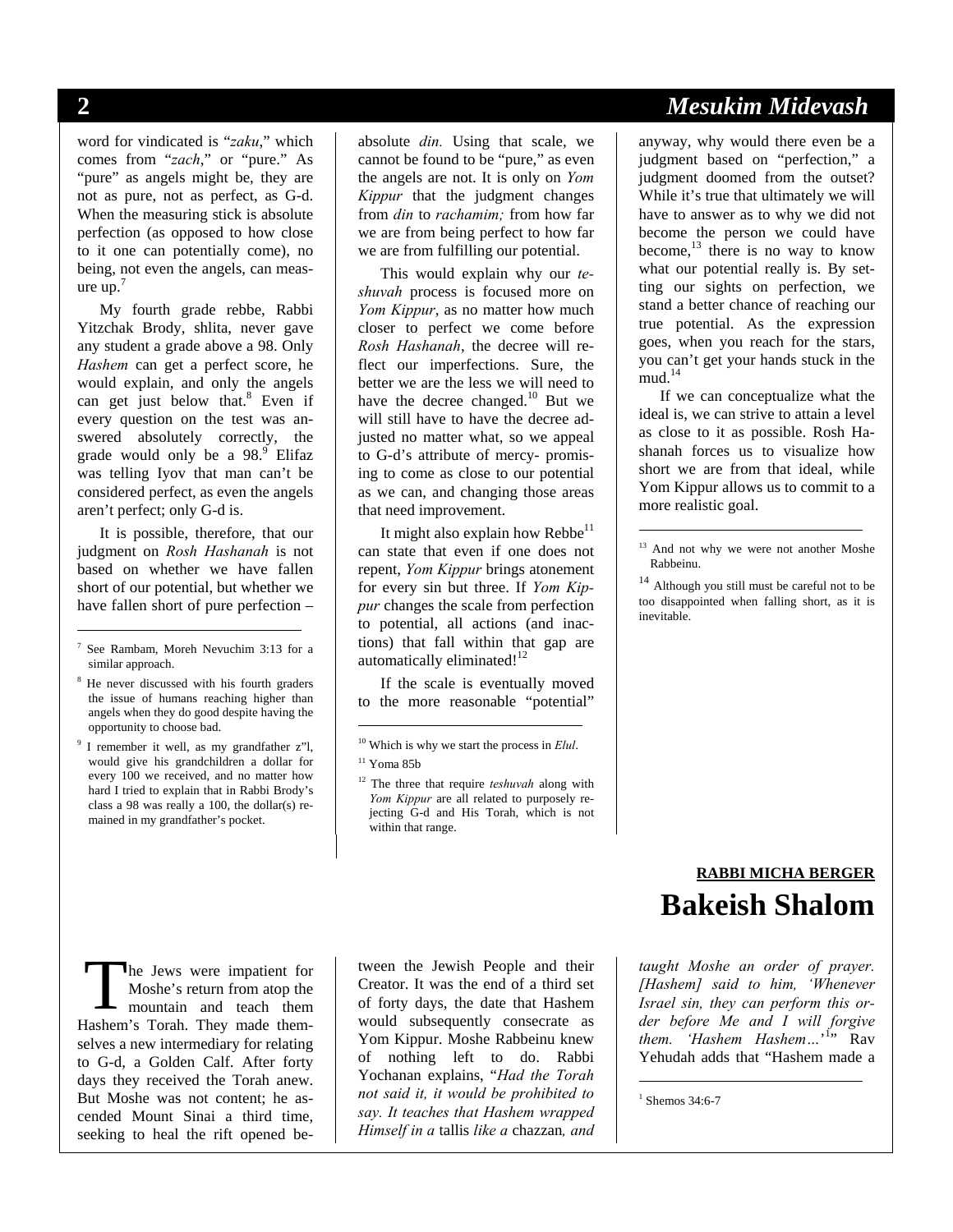word for vindicated is "*zaku*," which comes from "*zach*," or "pure." As "pure" as angels might be, they are not as pure, not as perfect, as G-d. When the measuring stick is absolute perfection (as opposed to how close to it one can potentially come), no being, not even the angels, can measure up.[7]

My fourth grade rebbe, Rabbi Yitzchak Brody, shlita, never gave any student a grade above a 98. Only *Hashem* can get a perfect score, he would explain, and only the angels can get just below that.[8] Even if every question on the test was answered absolutely correctly, the grade would only be a 98.[9] Elifaz was telling Iyov that man can't be considered perfect, as even the angels aren't perfect; only G-d is.

It is possible, therefore, that our judgment on *Rosh Hashanah* is not based on whether we have fallen short of our potential, but whether we have fallen short of pure perfection – absolute *din.* Using that scale, we cannot be found to be "pure," as even the angels are not. It is only on *Yom Kippur* that the judgment changes from *din* to *rachamim;* from how far we are from being perfect to how far we are from fulfilling our potential.

This would explain why our *teshuvah* process is focused more on *Yom Kippur*, as no matter how much closer to perfect we come before *Rosh Hashanah*, the decree will reflect our imperfections. Sure, the better we are the less we will need to have the decree changed.[10] But we will still have to have the decree adjusted no matter what, so we appeal to G-d's attribute of mercy- promising to come as close to our potential as we can, and changing those areas that need improvement.

It might also explain how Rebbe[11] can state that even if one does not repent, *Yom Kippur* brings atonement for every sin but three. If *Yom Kippur* changes the scale from perfection to potential, all actions (and inactions) that fall within that gap are automatically eliminated![12]

If the scale is eventually moved to the more reasonable "potential" anyway, why would there even be a judgment based on "perfection," a judgment doomed from the outset? While it's true that ultimately we will have to answer as to why we did not become the person we could have become,[13] there is no way to know what our potential really is. By setting our sights on perfection, we stand a better chance of reaching our true potential. As the expression goes, when you reach for the stars, you can't get your hands stuck in the mud.[14]

If we can conceptualize what the ideal is, we can strive to attain a level as close to it as possible. Rosh Hashanah forces us to visualize how short we are from that ideal, while Yom Kippur allows us to commit to a more realistic goal.

---

[7] See Rambam, Moreh Nevuchim 3:13 for a similar approach.

[8] He never discussed with his fourth graders the issue of humans reaching higher than angels when they do good despite having the opportunity to choose bad.

[9] I remember it well, as my grandfather z"l, would give his grandchildren a dollar for every 100 we received, and no matter how hard I tried to explain that in Rabbi Brody's class a 98 was really a 100, the dollar(s) remained in my grandfather's pocket.

[10] Which is why we start the process in *Elul*.

[11] Yoma 85b

[12] The three that require *teshuvah* along with *Yom Kippur* are all related to purposely rejecting G-d and His Torah, which is not within that range.

[13] And not why we were not another Moshe Rabbeinu.

[14] Although you still must be careful not to be too disappointed when falling short, as it is inevitable.

**RABBI MICHA BERGER**

# Bakeish Shalom

The Jews were impatient for Moshe's return from atop the mountain and teach them Hashem's Torah. They made themselves a new intermediary for relating to G-d, a Golden Calf. After forty days they received the Torah anew. But Moshe was not content; he ascended Mount Sinai a third time, seeking to heal the rift opened between the Jewish People and their Creator. It was the end of a third set of forty days, the date that Hashem would subsequently consecrate as Yom Kippur. Moshe Rabbeinu knew of nothing left to do. Rabbi Yochanan explains, "*Had the Torah not said it, it would be prohibited to say. It teaches that Hashem wrapped Himself in a* tallis *like a* chazzan*, and taught Moshe an order of prayer. [Hashem] said to him, 'Whenever Israel sin, they can perform this order before Me and I will forgive them. 'Hashem Hashem…'*[1]" Rav Yehudah adds that "Hashem made a

---

[1] Shemos 34:6-7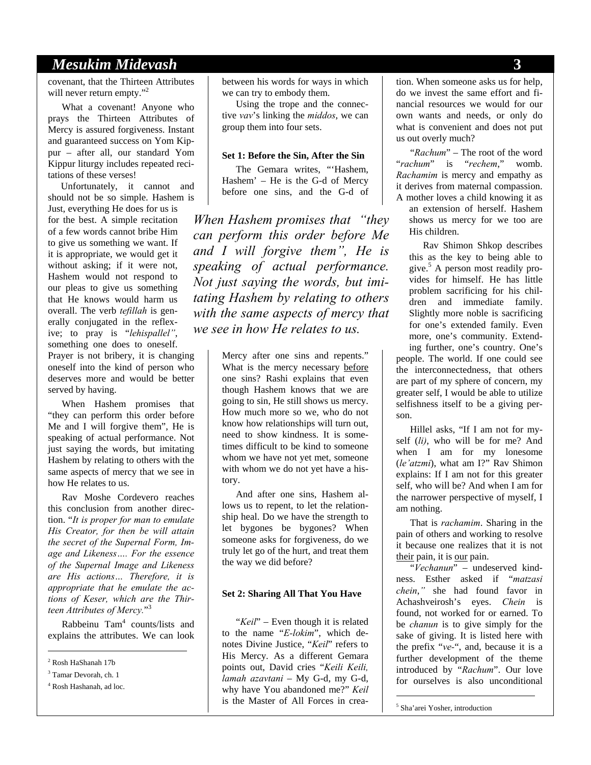covenant, that the Thirteen Attributes will never return empty."[2]

What a covenant! Anyone who prays the Thirteen Attributes of Mercy is assured forgiveness. Instant and guaranteed success on Yom Kippur – after all, our standard Yom Kippur liturgy includes repeated recitations of these verses!

Unfortunately, it cannot and should not be so simple. Hashem is Just, everything He does for us is for the best. A simple recitation of a few words cannot bribe Him to give us something we want. If it is appropriate, we would get it without asking; if it were not, Hashem would not respond to our pleas to give us something that He knows would harm us overall. The verb *tefillah* is generally conjugated in the reflexive; to pray is "*lehispallel"*, something one does to oneself. Prayer is not bribery, it is changing oneself into the kind of person who deserves more and would be better served by having.

When Hashem promises that "they can perform this order before Me and I will forgive them", He is speaking of actual performance. Not just saying the words, but imitating Hashem by relating to others with the same aspects of mercy that we see in how He relates to us.

Rav Moshe Cordevero reaches this conclusion from another direction. "*It is proper for man to emulate His Creator, for then he will attain the secret of the Supernal Form, Image and Likeness…. For the essence of the Supernal Image and Likeness are His actions… Therefore, it is appropriate that he emulate the actions of Keser, which are the Thirteen Attributes of Mercy.*"[3]

Rabbeinu Tam[4] counts/lists and explains the attributes. We can look between his words for ways in which we can try to embody them.

Using the trope and the connective *vav*'s linking the *middos*, we can group them into four sets.

**Set 1: Before the Sin, After the Sin**

The Gemara writes, "'Hashem, Hashem' – He is the G-d of Mercy before one sins, and the G-d of Mercy after one sins and repents." What is the mercy necessary before one sins? Rashi explains that even though Hashem knows that we are going to sin, He still shows us mercy. How much more so we, who do not know how relationships will turn out, need to show kindness. It is sometimes difficult to be kind to someone whom we have not yet met, someone with whom we do not yet have a history.

*When Hashem promises that "they can perform this order before Me and I will forgive them", He is speaking of actual performance. Not just saying the words, but imitating Hashem by relating to others with the same aspects of mercy that we see in how He relates to us.*

And after one sins, Hashem allows us to repent, to let the relationship heal. Do we have the strength to let bygones be bygones? When someone asks for forgiveness, do we truly let go of the hurt, and treat them the way we did before?

**Set 2: Sharing All That You Have**

"*Keil*" – Even though it is related to the name "*E-lokim*", which denotes Divine Justice, "*Keil*" refers to His Mercy. As a different Gemara points out, David cries "*Keili Keili, lamah azavtani* – My G-d, my G-d, why have You abandoned me?" *Keil* is the Master of All Forces in creation. When someone asks us for help, do we invest the same effort and financial resources we would for our own wants and needs, or only do what is convenient and does not put us out overly much?

"*Rachum*" – The root of the word "*rachum*" is "*rechem*," womb. *Rachamim* is mercy and empathy as it derives from maternal compassion. A mother loves a child knowing it as an extension of herself. Hashem shows us mercy for we too are His children.

Rav Shimon Shkop describes this as the key to being able to give.[5] A person most readily provides for himself. He has little problem sacrificing for his children and immediate family. Slightly more noble is sacrificing for one's extended family. Even more, one's community. Extending further, one's country. One's people. The world. If one could see the interconnectedness, that others are part of my sphere of concern, my greater self, I would be able to utilize selfishness itself to be a giving person.

Hillel asks, "If I am not for myself (*li)*, who will be for me? And when I am for my lonesome (*le'atzmi*), what am I?" Rav Shimon explains: If I am not for this greater self, who will be? And when I am for the narrower perspective of myself, I am nothing.

That is *rachamim*. Sharing in the pain of others and working to resolve it because one realizes that it is not their pain, it is our pain.

"*Vechanun*" – undeserved kindness. Esther asked if "*matzasi chein*,*"* she had found favor in Achashveirosh's eyes. *Chein* is found, not worked for or earned. To be *chanun* is to give simply for the sake of giving. It is listed here with the prefix "*ve-*", and, because it is a further development of the theme introduced by "*Rachum*". Our love for ourselves is also unconditional

---

[2] Rosh HaShanah 17b

[3] Tamar Devorah, ch. 1

[4] Rosh Hashanah, ad loc.

[5] Sha'arei Yosher, introduction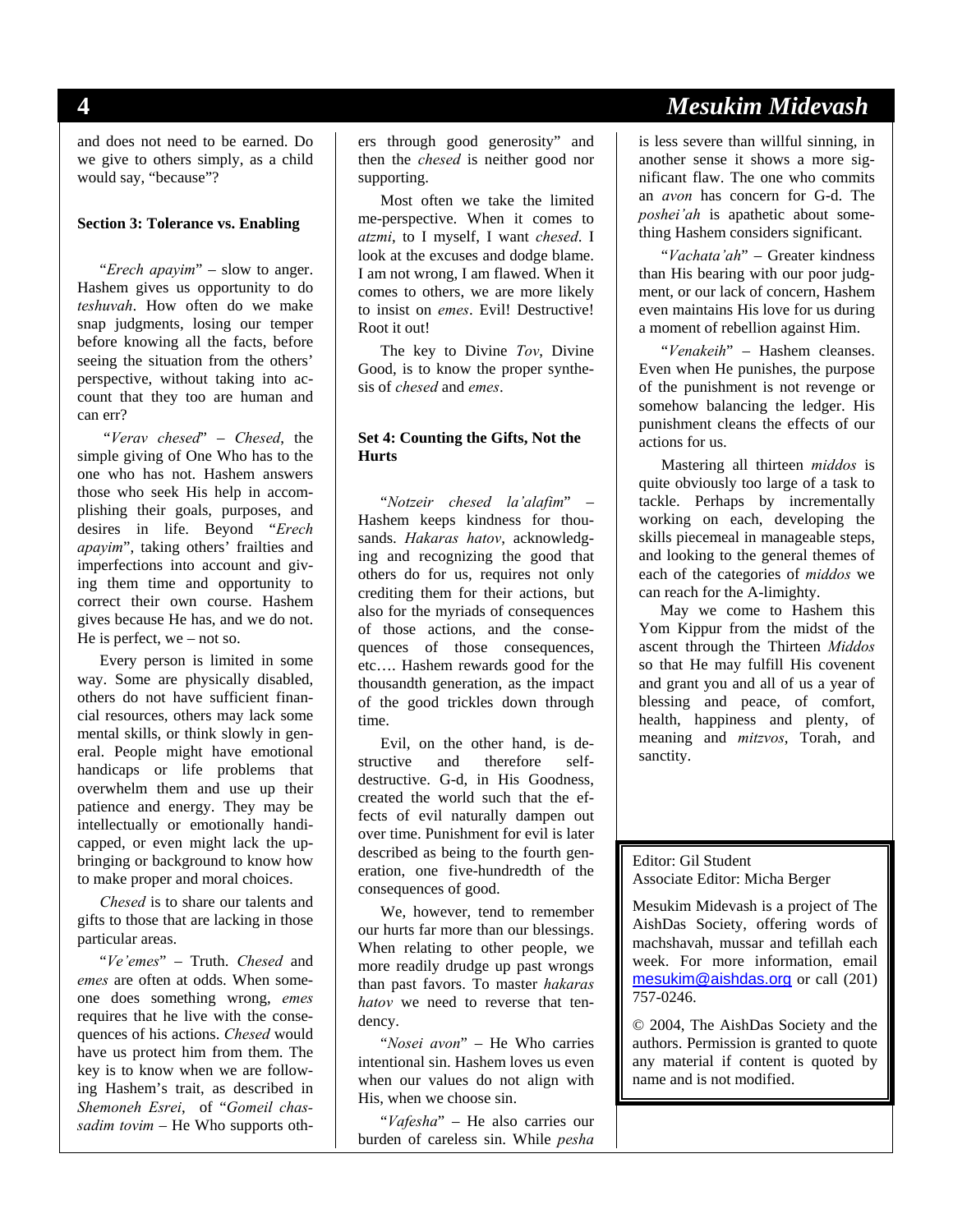and does not need to be earned. Do we give to others simply, as a child would say, "because"?

**Section 3: Tolerance vs. Enabling**

"*Erech apayim*" – slow to anger. Hashem gives us opportunity to do *teshuvah*. How often do we make snap judgments, losing our temper before knowing all the facts, before seeing the situation from the others' perspective, without taking into account that they too are human and can err?

"*Verav chesed*" – *Chesed*, the simple giving of One Who has to the one who has not. Hashem answers those who seek His help in accomplishing their goals, purposes, and desires in life. Beyond "*Erech apayim*", taking others' frailties and imperfections into account and giving them time and opportunity to correct their own course. Hashem gives because He has, and we do not. He is perfect, we – not so.

Every person is limited in some way. Some are physically disabled, others do not have sufficient financial resources, others may lack some mental skills, or think slowly in general. People might have emotional handicaps or life problems that overwhelm them and use up their patience and energy. They may be intellectually or emotionally handicapped, or even might lack the upbringing or background to know how to make proper and moral choices.

*Chesed* is to share our talents and gifts to those that are lacking in those particular areas.

"*Ve'emes*" – Truth. *Chesed* and *emes* are often at odds. When someone does something wrong, *emes* requires that he live with the consequences of his actions. *Chesed* would have us protect him from them. The key is to know when we are following Hashem's trait, as described in *Shemoneh Esrei*, of "*Gomeil chassadim tovim* – He Who supports others through good generosity" and then the *chesed* is neither good nor supporting.

Most often we take the limited me-perspective. When it comes to *atzmi*, to I myself, I want *chesed*. I look at the excuses and dodge blame. I am not wrong, I am flawed. When it comes to others, we are more likely to insist on *emes*. Evil! Destructive! Root it out!

The key to Divine *Tov*, Divine Good, is to know the proper synthesis of *chesed* and *emes*.

**Set 4: Counting the Gifts, Not the Hurts**

"*Notzeir chesed la'alafim*" – Hashem keeps kindness for thousands. *Hakaras hatov*, acknowledging and recognizing the good that others do for us, requires not only crediting them for their actions, but also for the myriads of consequences of those actions, and the consequences of those consequences, etc…. Hashem rewards good for the thousandth generation, as the impact of the good trickles down through time.

Evil, on the other hand, is destructive and therefore self-destructive. G-d, in His Goodness, created the world such that the effects of evil naturally dampen out over time. Punishment for evil is later described as being to the fourth generation, one five-hundredth of the consequences of good.

We, however, tend to remember our hurts far more than our blessings. When relating to other people, we more readily drudge up past wrongs than past favors. To master *hakaras hatov* we need to reverse that tendency.

"*Nosei avon*" – He Who carries intentional sin. Hashem loves us even when our values do not align with His, when we choose sin.

"*Vafesha*" – He also carries our burden of careless sin. While *pesha* is less severe than willful sinning, in another sense it shows a more significant flaw. The one who commits an *avon* has concern for G-d. The *poshei'ah* is apathetic about something Hashem considers significant.

"*Vachata'ah*" – Greater kindness than His bearing with our poor judgment, or our lack of concern, Hashem even maintains His love for us during a moment of rebellion against Him.

"*Venakeih*" – Hashem cleanses. Even when He punishes, the purpose of the punishment is not revenge or somehow balancing the ledger. His punishment cleans the effects of our actions for us.

Mastering all thirteen *middos* is quite obviously too large of a task to tackle. Perhaps by incrementally working on each, developing the skills piecemeal in manageable steps, and looking to the general themes of each of the categories of *middos* we can reach for the A-limighty.

May we come to Hashem this Yom Kippur from the midst of the ascent through the Thirteen *Middos* so that He may fulfill His covenent and grant you and all of us a year of blessing and peace, of comfort, health, happiness and plenty, of meaning and *mitzvos*, Torah, and sanctity.

---

Editor: Gil Student
Associate Editor: Micha Berger

Mesukim Midevash is a project of The AishDas Society, offering words of machshavah, mussar and tefillah each week. For more information, email mesukim@aishdas.org or call (201) 757-0246.

© 2004, The AishDas Society and the authors. Permission is granted to quote any material if content is quoted by name and is not modified.